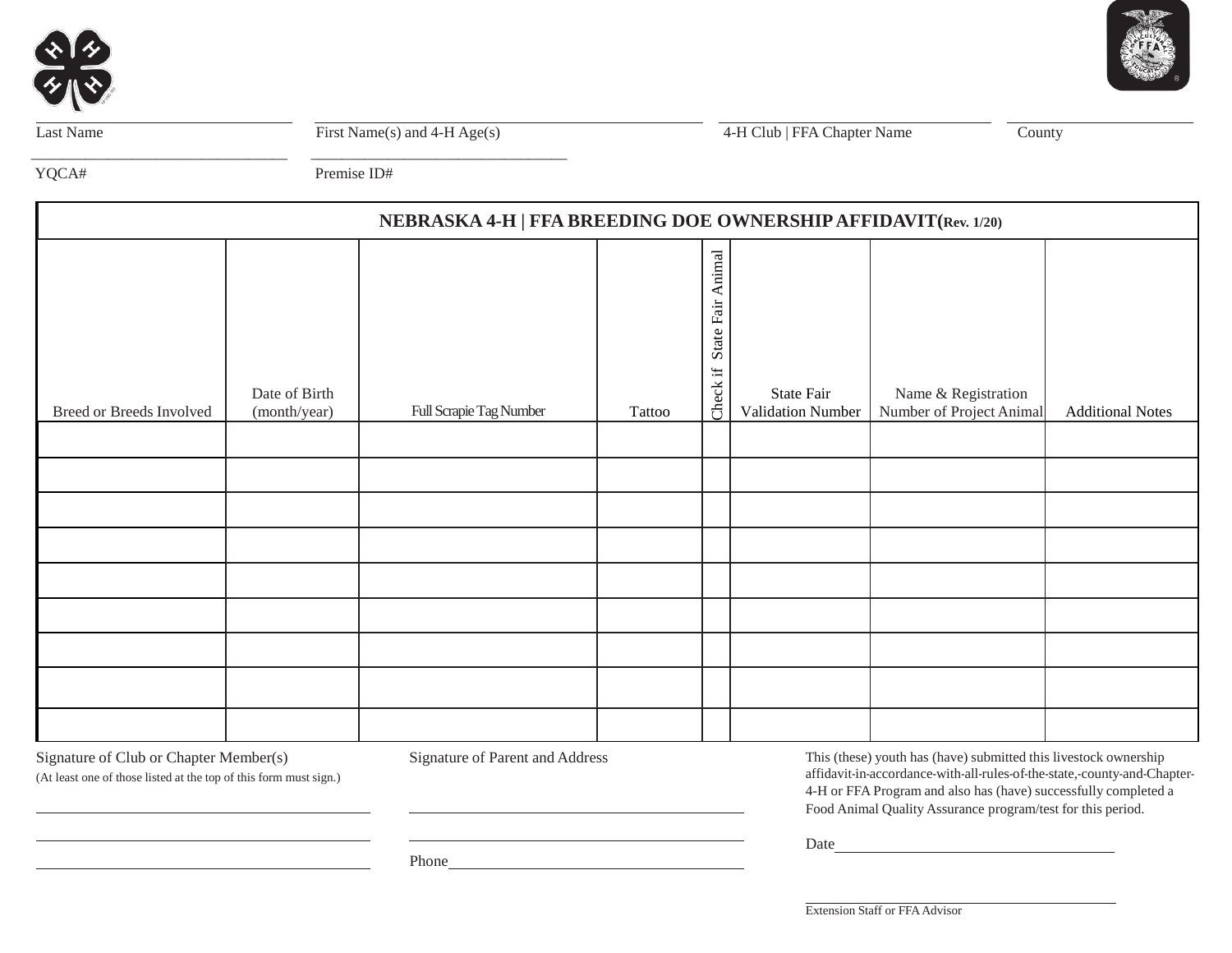Last Name ____________ First Name(s) and 4-H Age(s) ____________ 4-H Club | FFA Chapter Name ____________ County ____________

YQCA# ____________ Premise ID# ____________

# NEBRASKA 4-H | FFA BREEDING DOE OWNERSHIP AFFIDAVIT(Rev. 1/20)

| Breed or Breeds Involved | Date of Birth (month/year) | Full Scrapie Tag Number | Tattoo | Check if State Fair Animal | State Fair Validation Number | Name & Registration Number of Project Animal | Additional Notes |
|---|---|---|---|---|---|---|---|
| | | | | | | | |
| | | | | | | | |
| | | | | | | | |
| | | | | | | | |
| | | | | | | | |
| | | | | | | | |
| | | | | | | | |
| | | | | | | | |
| | | | | | | | |

Signature of Club or Chapter Member(s)
(At least one of those listed at the top of this form must sign.)

____________

____________

____________

Signature of Parent and Address

____________

____________

Phone____________

This (these) youth has (have) submitted this livestock ownership affidavit-in-accordance-with-all-rules-of-the-state,-county-and-Chapter-4-H or FFA Program and also has (have) successfully completed a Food Animal Quality Assurance program/test for this period.

Date____________

____________
Extension Staff or FFA Advisor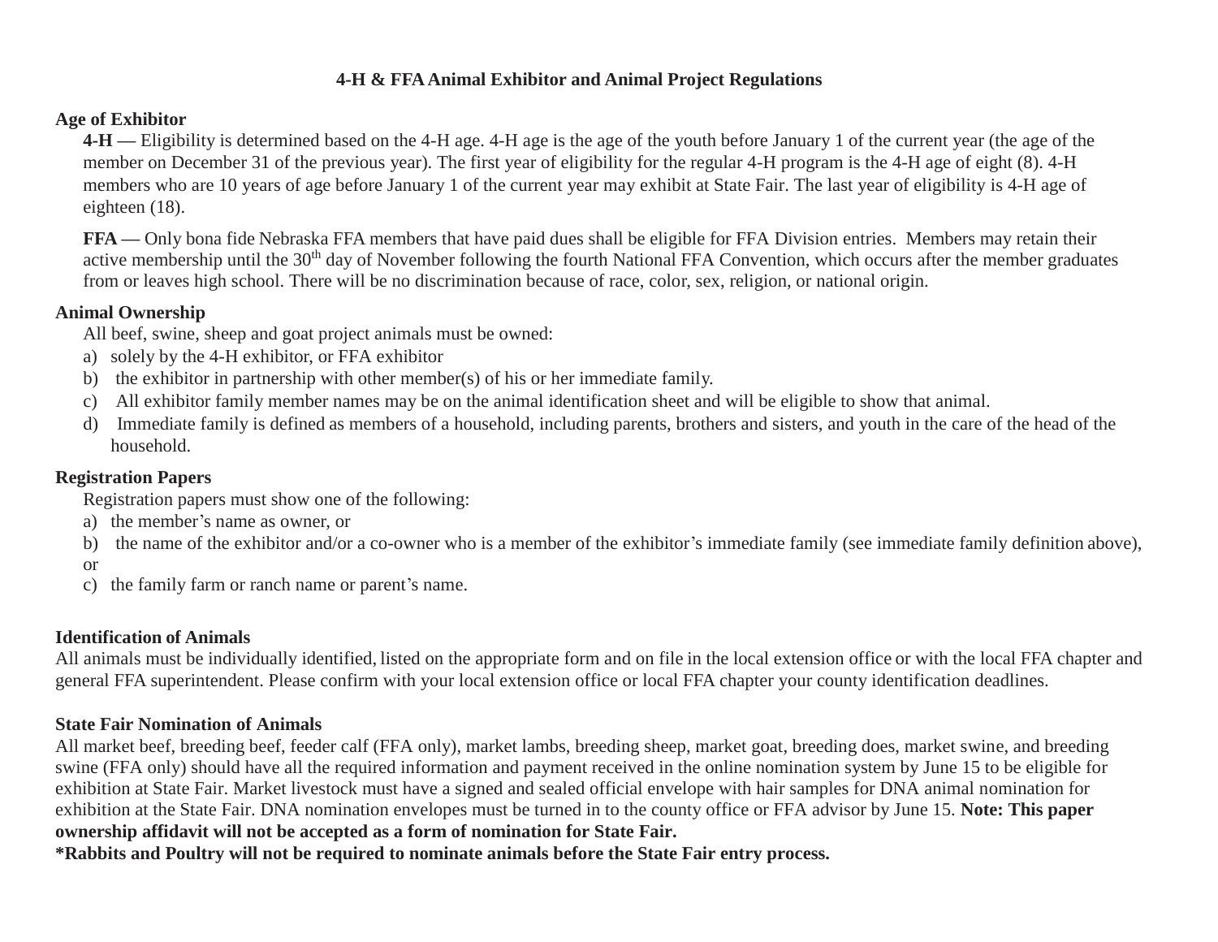# 4-H & FFA Animal Exhibitor and Animal Project Regulations

## Age of Exhibitor

**4-H —** Eligibility is determined based on the 4-H age. 4-H age is the age of the youth before January 1 of the current year (the age of the member on December 31 of the previous year). The first year of eligibility for the regular 4-H program is the 4-H age of eight (8). 4-H members who are 10 years of age before January 1 of the current year may exhibit at State Fair. The last year of eligibility is 4-H age of eighteen (18).

**FFA —** Only bona fide Nebraska FFA members that have paid dues shall be eligible for FFA Division entries. Members may retain their active membership until the 30th day of November following the fourth National FFA Convention, which occurs after the member graduates from or leaves high school. There will be no discrimination because of race, color, sex, religion, or national origin.

## Animal Ownership

All beef, swine, sheep and goat project animals must be owned:

a) solely by the 4-H exhibitor, or FFA exhibitor

b) the exhibitor in partnership with other member(s) of his or her immediate family.

c) All exhibitor family member names may be on the animal identification sheet and will be eligible to show that animal.

d) Immediate family is defined as members of a household, including parents, brothers and sisters, and youth in the care of the head of the household.

## Registration Papers

Registration papers must show one of the following:

a) the member's name as owner, or

b) the name of the exhibitor and/or a co-owner who is a member of the exhibitor's immediate family (see immediate family definition above), or

c) the family farm or ranch name or parent's name.

## Identification of Animals

All animals must be individually identified, listed on the appropriate form and on file in the local extension office or with the local FFA chapter and general FFA superintendent. Please confirm with your local extension office or local FFA chapter your county identification deadlines.

## State Fair Nomination of Animals

All market beef, breeding beef, feeder calf (FFA only), market lambs, breeding sheep, market goat, breeding does, market swine, and breeding swine (FFA only) should have all the required information and payment received in the online nomination system by June 15 to be eligible for exhibition at State Fair. Market livestock must have a signed and sealed official envelope with hair samples for DNA animal nomination for exhibition at the State Fair. DNA nomination envelopes must be turned in to the county office or FFA advisor by June 15. **Note: This paper ownership affidavit will not be accepted as a form of nomination for State Fair.**

**\*Rabbits and Poultry will not be required to nominate animals before the State Fair entry process.**